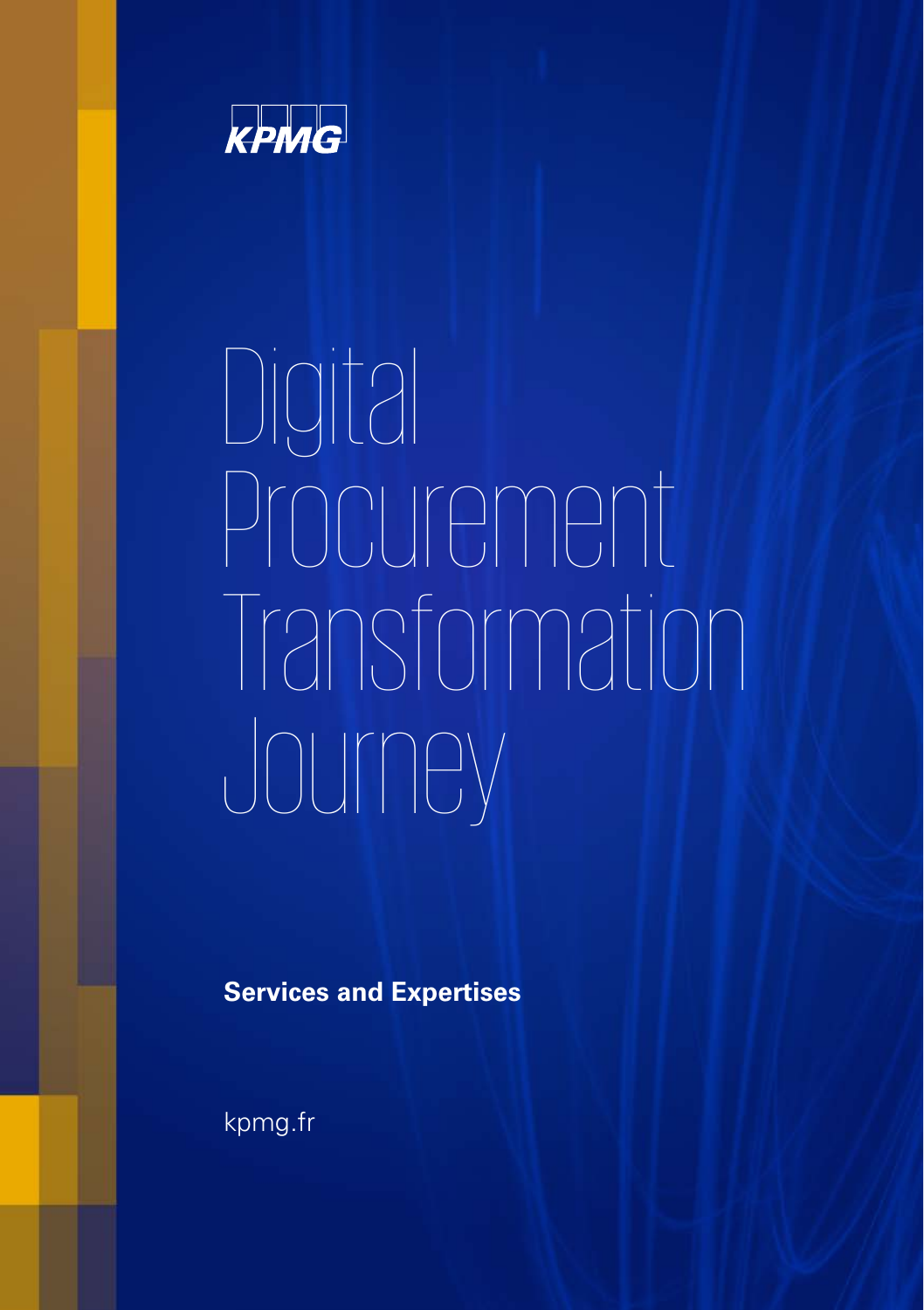KPMG

# Digital Procurement Transformation Journey

**Services and Expertises**

kpmg.fr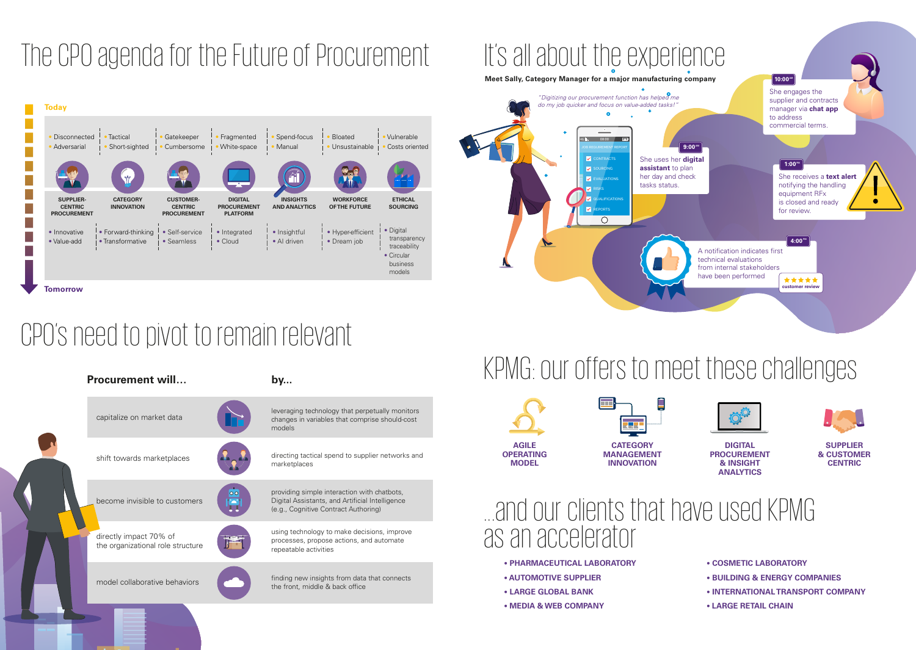# The CPO agenda for the Future of Procurement

**Today**

| Disconnected, Adversarial | Tactical, Short-sighted | Gatekeeper, Cumbersome | Fragmented, White-space | Spend-focus, Manual | Bloated, Unsustainable | Vulnerable, Costs oriented |
|---|---|---|---|---|---|---|
| **SUPPLIER-CENTRIC PROCUREMENT** | **CATEGORY INNOVATION** | **CUSTOMER-CENTRIC PROCUREMENT** | **DIGITAL PROCUREMENT PLATFORM** | **INSIGHTS AND ANALYTICS** | **WORKFORCE OF THE FUTURE** | **ETHICAL SOURCING** |
| Innovative, Value-add | Forward-thinking, Transformative | Self-service, Seamless | Integrated, Cloud | Insightful, AI driven | Hyper-efficient, Dream job | Digital transparency traceability, Circular business models |

**Tomorrow**

# CPO's need to pivot to remain relevant

| Procurement will... | by... |
|---|---|
| capitalize on market data | leveraging technology that perpetually monitors changes in variables that comprise should-cost models |
| shift towards marketplaces | directing tactical spend to supplier networks and marketplaces |
| become invisible to customers | providing simple interaction with chatbots, Digital Assistants, and Artificial Intelligence (e.g., Cognitive Contract Authoring) |
| directly impact 70% of the organizational role structure | using technology to make decisions, improve processes, propose actions, and automate repeatable activities |
| model collaborative behaviors | finding new insights from data that connects the front, middle & back office |

# It's all about the experience

**Meet Sally, Category Manager for a major manufacturing company**

*"Digitizing our procurement function has helped me do my job quicker and focus on value-added tasks!"*

- **9:00** – She uses her **digital assistant** to plan her day and check tasks status.
- **10:00** – She engages the supplier and contracts manager via **chat app** to address commercial terms.
- **1:00** – She receives a **text alert** notifying the handling equipment RFx is closed and ready for review.
- **4:00** – A notification indicates first technical evaluations from internal stakeholders have been performed

# KPMG: our offers to meet these challenges

- **AGILE OPERATING MODEL**
- **CATEGORY MANAGEMENT INNOVATION**
- **DIGITAL PROCUREMENT & INSIGHT ANALYTICS**
- **SUPPLIER & CUSTOMER CENTRIC**

# ...and our clients that have used KPMG as an accelerator

- **PHARMACEUTICAL LABORATORY**
- **AUTOMOTIVE SUPPLIER**
- **LARGE GLOBAL BANK**
- **MEDIA & WEB COMPANY**
- **COSMETIC LABORATORY**
- **BUILDING & ENERGY COMPANIES**
- **INTERNATIONAL TRANSPORT COMPANY**
- **LARGE RETAIL CHAIN**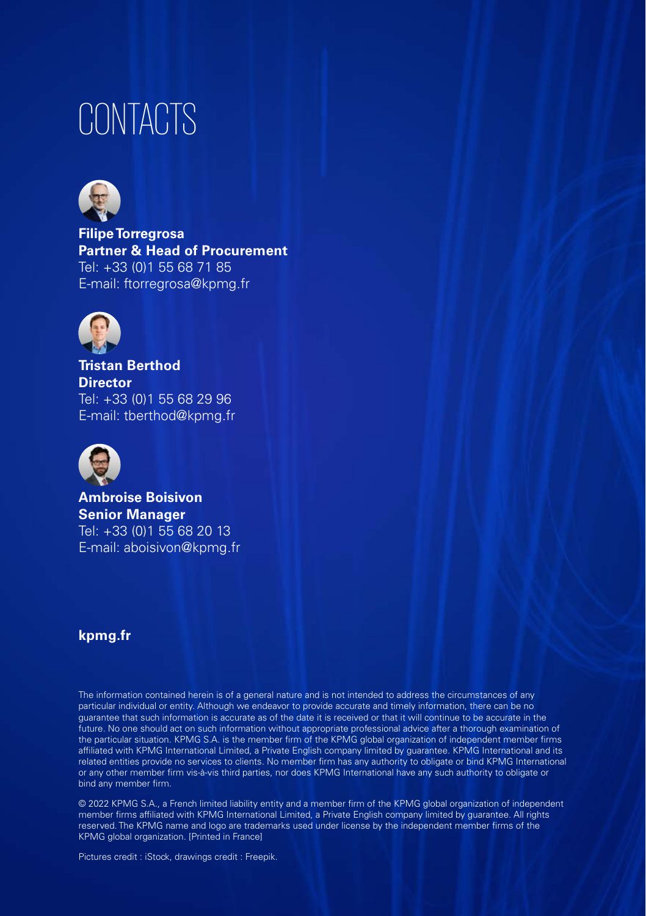# CONTACTS

**Filipe Torregrosa**
**Partner & Head of Procurement**
Tel: +33 (0)1 55 68 71 85
E-mail: ftorregrosa@kpmg.fr

**Tristan Berthod**
**Director**
Tel: +33 (0)1 55 68 29 96
E-mail: tberthod@kpmg.fr

**Ambroise Boisivon**
**Senior Manager**
Tel: +33 (0)1 55 68 20 13
E-mail: aboisivon@kpmg.fr

**kpmg.fr**

The information contained herein is of a general nature and is not intended to address the circumstances of any particular individual or entity. Although we endeavor to provide accurate and timely information, there can be no guarantee that such information is accurate as of the date it is received or that it will continue to be accurate in the future. No one should act on such information without appropriate professional advice after a thorough examination of the particular situation. KPMG S.A. is the member firm of the KPMG global organization of independent member firms affiliated with KPMG International Limited, a Private English company limited by guarantee. KPMG International and its related entities provide no services to clients. No member firm has any authority to obligate or bind KPMG International or any other member firm vis-à-vis third parties, nor does KPMG International have any such authority to obligate or bind any member firm.

© 2022 KPMG S.A., a French limited liability entity and a member firm of the KPMG global organization of independent member firms affiliated with KPMG International Limited, a Private English company limited by guarantee. All rights reserved. The KPMG name and logo are trademarks used under license by the independent member firms of the KPMG global organization. [Printed in France]

Pictures credit : iStock, drawings credit : Freepik.